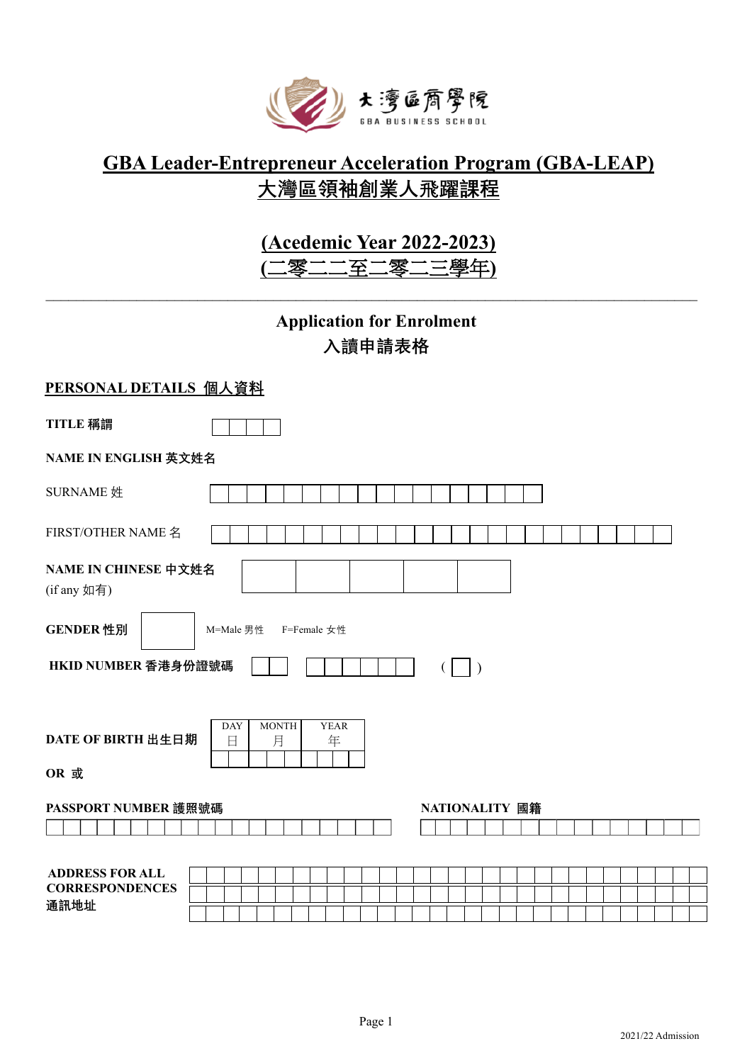大灣區商學院
GBA BUSINESS SCHOOL

# GBA Leader-Entrepreneur Acceleration Program (GBA-LEAP)
# 大灣區領袖創業人飛躍課程

## (Acedemic Year 2022-2023)
## (二零二二至二零二三學年)

---

## Application for Enrolment
## 入讀申請表格

**PERSONAL DETAILS 個人資料**

**TITLE 稱謂**

**NAME IN ENGLISH 英文姓名**

SURNAME 姓

FIRST/OTHER NAME 名

**NAME IN CHINESE 中文姓名**
(if any 如有)

**GENDER 性別** M=Male 男性 F=Female 女性

**HKID NUMBER 香港身份證號碼** ( )

**DATE OF BIRTH 出生日期**

| DAY 日 | MONTH 月 | YEAR 年 |
|---|---|---|
| | | |

**OR 或**

**PASSPORT NUMBER 護照號碼**

**NATIONALITY 國籍**

**ADDRESS FOR ALL CORRESPONDENCES 通訊地址**

2021/22 Admission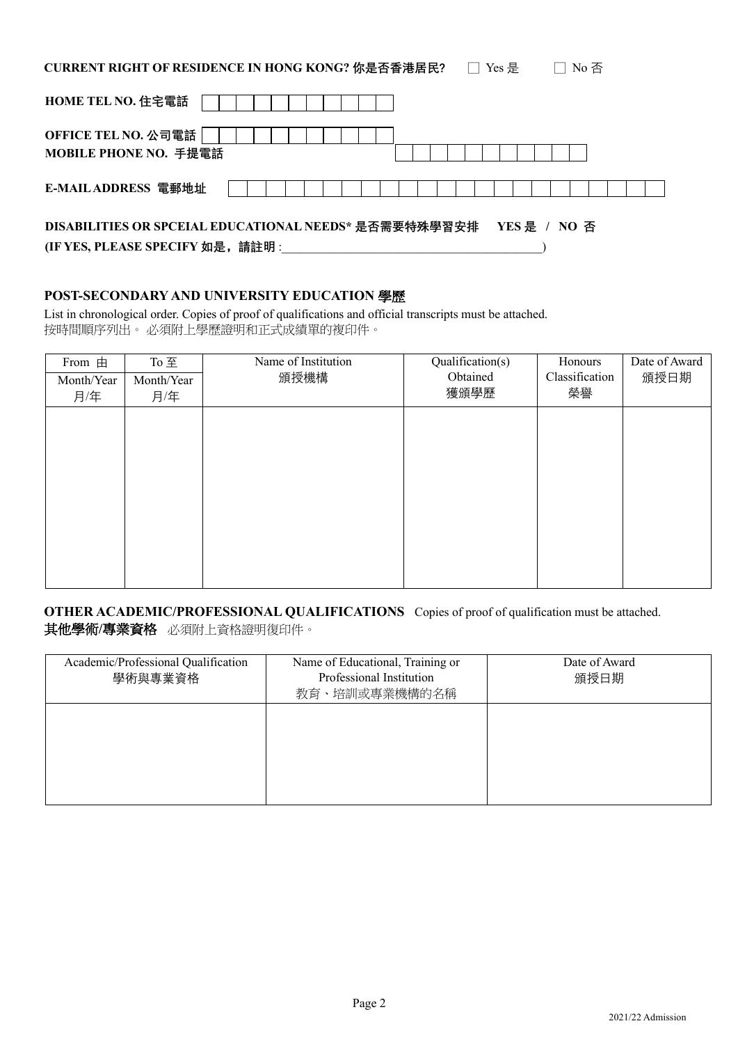**CURRENT RIGHT OF RESIDENCE IN HONG KONG? 你是否香港居民?** ☐ Yes 是 ☐ No 否

**HOME TEL NO. 住宅電話** | | | | | | | | | | | |

**OFFICE TEL NO. 公司電話** | | | | | | | | | | | |

**MOBILE PHONE NO. 手提電話** | | | | | | | | | | | |

**E-MAIL ADDRESS 電郵地址** | | | | | | | | | | | | | | | | | | | | | | |

**DISABILITIES OR SPCEIAL EDUCATIONAL NEEDS* 是否需要特殊學習安排 YES 是 / NO 否**

**(IF YES, PLEASE SPECIFY 如是，請註明** :\_\_\_\_\_\_\_\_\_\_\_\_\_\_\_\_\_\_\_\_\_\_\_\_\_\_\_\_\_\_\_\_\_\_\_\_\_\_\_\_\_\_)

## POST-SECONDARY AND UNIVERSITY EDUCATION 學歷

List in chronological order. Copies of proof of qualifications and official transcripts must be attached.
按時間順序列出。 必須附上學歷證明和正式成績單的複印件。

| From 由 Month/Year 月/年 | To 至 Month/Year 月/年 | Name of Institution 頒授機構 | Qualification(s) Obtained 獲頒學歷 | Honours Classification 榮譽 | Date of Award 頒授日期 |
|---|---|---|---|---|---|
| | | | | | |

## OTHER ACADEMIC/PROFESSIONAL QUALIFICATIONS 其他學術/專業資格

Copies of proof of qualification must be attached. 必須附上資格證明復印件。

| Academic/Professional Qualification 學術與專業資格 | Name of Educational, Training or Professional Institution 教育、培訓或專業機構的名稱 | Date of Award 頒授日期 |
|---|---|---|
| | | |

2021/22 Admission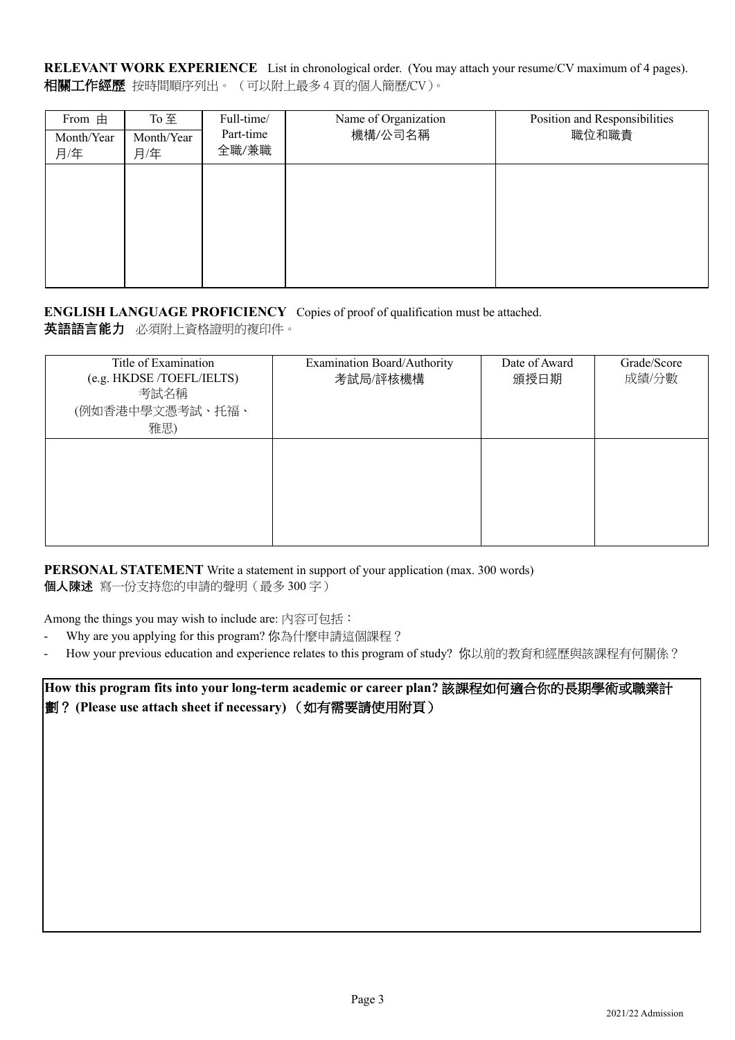**RELEVANT WORK EXPERIENCE** List in chronological order. (You may attach your resume/CV maximum of 4 pages).
**相關工作經歷** 按時間順序列出。（可以附上最多 4 頁的個人簡歷/CV）。

| From 由 Month/Year 月/年 | To 至 Month/Year 月/年 | Full-time/ Part-time 全職/兼職 | Name of Organization 機構/公司名稱 | Position and Responsibilities 職位和職責 |
|---|---|---|---|---|
| | | | | |

**ENGLISH LANGUAGE PROFICIENCY** Copies of proof of qualification must be attached.
**英語語言能力** 必須附上資格證明的複印件。

| Title of Examination (e.g. HKDSE /TOEFL/IELTS) 考試名稱 (例如香港中學文憑考試、托福、雅思) | Examination Board/Authority 考試局/評核機構 | Date of Award 頒授日期 | Grade/Score 成績/分數 |
|---|---|---|---|
| | | | |

**PERSONAL STATEMENT** Write a statement in support of your application (max. 300 words)
**個人陳述** 寫一份支持您的申請的聲明（最多 300 字）

Among the things you may wish to include are: 內容可包括：

- Why are you applying for this program? 你為什麼申請這個課程？
- How your previous education and experience relates to this program of study? 你以前的教育和經歷與該課程有何關係？

**How this program fits into your long-term academic or career plan? 該課程如何適合你的長期學術或職業計劃？ (Please use attach sheet if necessary) （如有需要請使用附頁）**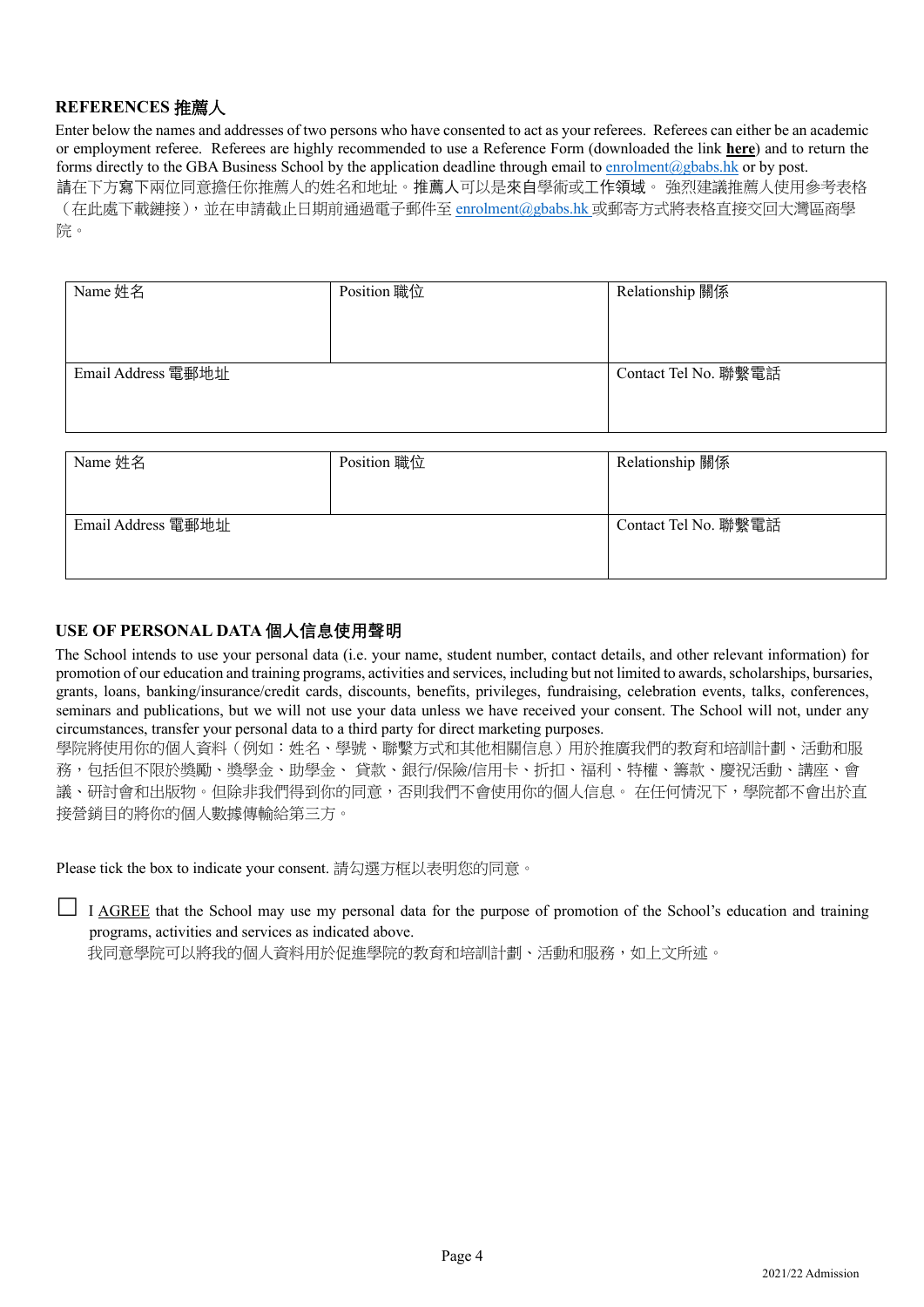## REFERENCES 推薦人

Enter below the names and addresses of two persons who have consented to act as your referees. Referees can either be an academic or employment referee. Referees are highly recommended to use a Reference Form (downloaded the link **here**) and to return the forms directly to the GBA Business School by the application deadline through email to enrolment@gbabs.hk or by post.

請在下方寫下兩位同意擔任你推薦人的姓名和地址。推薦人可以是來自學術或工作領域。 強烈建議推薦人使用參考表格（在此處下載鏈接），並在申請截止日期前通過電子郵件至 enrolment@gbabs.hk 或郵寄方式將表格直接交回大灣區商學院。

| Name 姓名 | Position 職位 | Relationship 關係 |
|---|---|---|
| Email Address 電郵地址 | | Contact Tel No. 聯繫電話 |

| Name 姓名 | Position 職位 | Relationship 關係 |
|---|---|---|
| Email Address 電郵地址 | | Contact Tel No. 聯繫電話 |

## USE OF PERSONAL DATA 個人信息使用聲明

The School intends to use your personal data (i.e. your name, student number, contact details, and other relevant information) for promotion of our education and training programs, activities and services, including but not limited to awards, scholarships, bursaries, grants, loans, banking/insurance/credit cards, discounts, benefits, privileges, fundraising, celebration events, talks, conferences, seminars and publications, but we will not use your data unless we have received your consent. The School will not, under any circumstances, transfer your personal data to a third party for direct marketing purposes.

學院將使用你的個人資料（例如：姓名、學號、聯繫方式和其他相關信息）用於推廣我們的教育和培訓計劃、活動和服務，包括但不限於獎勵、獎學金、助學金、 貸款、銀行/保險/信用卡、折扣、福利、特權、籌款、慶祝活動、講座、會議、研討會和出版物。但除非我們得到你的同意，否則我們不會使用你的個人信息。 在任何情況下，學院都不會出於直接營銷目的將你的個人數據傳輸給第三方。

Please tick the box to indicate your consent. 請勾選方框以表明您的同意。

☐ I AGREE that the School may use my personal data for the purpose of promotion of the School's education and training programs, activities and services as indicated above.
我同意學院可以將我的個人資料用於促進學院的教育和培訓計劃、活動和服務，如上文所述。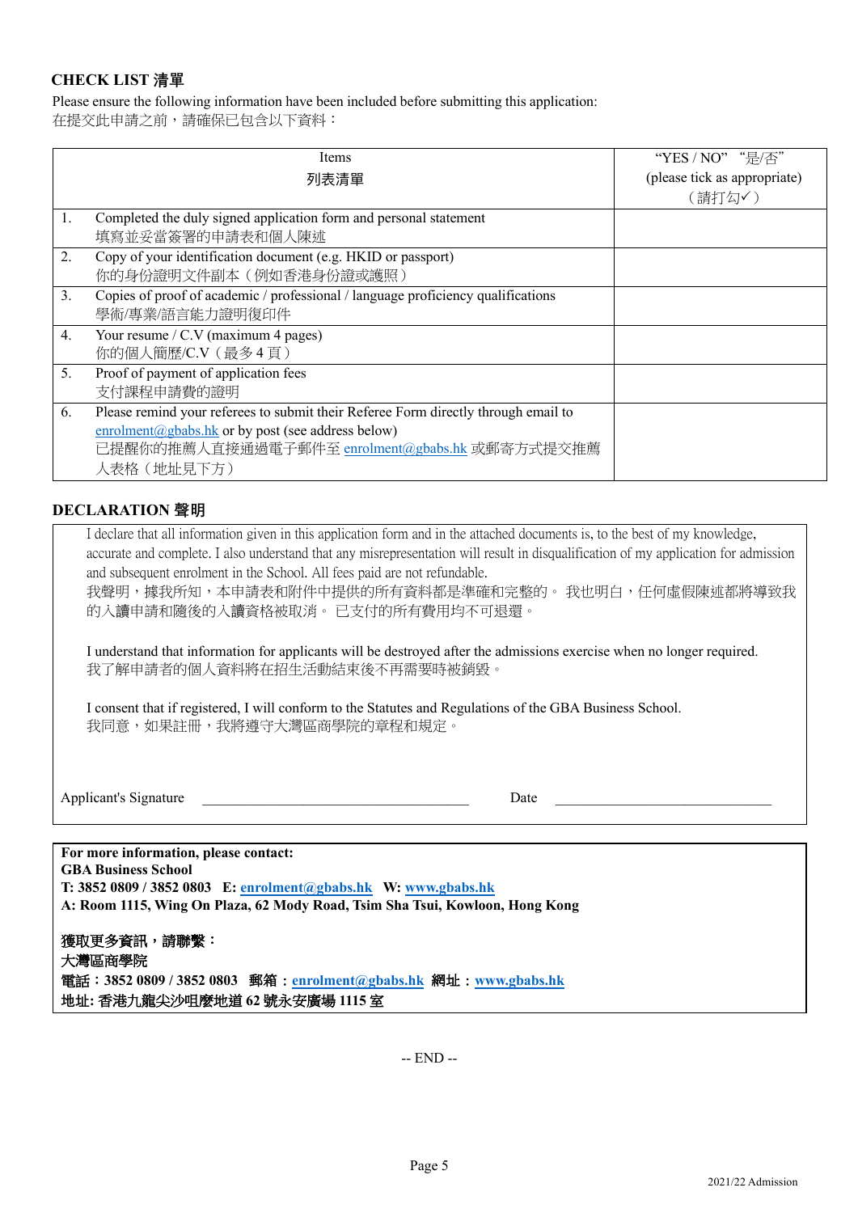## CHECK LIST 清單

Please ensure the following information have been included before submitting this application:
在提交此申請之前，請確保已包含以下資料：

| | Items<br>列表清單 | "YES / NO" "是/否"<br>(please tick as appropriate)<br>（請打勾✓） |
|---|---|---|
| 1. | Completed the duly signed application form and personal statement<br>填寫並妥當簽署的申請表和個人陳述 | |
| 2. | Copy of your identification document (e.g. HKID or passport)<br>你的身份證明文件副本（例如香港身份證或護照） | |
| 3. | Copies of proof of academic / professional / language proficiency qualifications<br>學術/專業/語言能力證明復印件 | |
| 4. | Your resume / C.V (maximum 4 pages)<br>你的個人簡歷/C.V（最多 4 頁） | |
| 5. | Proof of payment of application fees<br>支付課程申請費的證明 | |
| 6. | Please remind your referees to submit their Referee Form directly through email to enrolment@gbabs.hk or by post (see address below)<br>已提醒你的推薦人直接通過電子郵件至 enrolment@gbabs.hk 或郵寄方式提交推薦人表格（地址見下方） | |

## DECLARATION 聲明

I declare that all information given in this application form and in the attached documents is, to the best of my knowledge, accurate and complete. I also understand that any misrepresentation will result in disqualification of my application for admission and subsequent enrolment in the School. All fees paid are not refundable.
我聲明，據我所知，本申請表和附件中提供的所有資料都是準確和完整的。 我也明白，任何虛假陳述都將導致我的入讀申請和隨後的入讀資格被取消。 已支付的所有費用均不可退還。

I understand that information for applicants will be destroyed after the admissions exercise when no longer required.
我了解申請者的個人資料將在招生活動結束後不再需要時被銷毀。

I consent that if registered, I will conform to the Statutes and Regulations of the GBA Business School.
我同意，如果註冊，我將遵守大灣區商學院的章程和規定。

Applicant's Signature ______________________________ Date ______________________________

**For more information, please contact:**
**GBA Business School**
**T: 3852 0809 / 3852 0803 E: enrolment@gbabs.hk W: www.gbabs.hk**
**A: Room 1115, Wing On Plaza, 62 Mody Road, Tsim Sha Tsui, Kowloon, Hong Kong**

**獲取更多資訊，請聯繫：**
**大灣區商學院**
**電話：3852 0809 / 3852 0803 郵箱：enrolment@gbabs.hk 網址：www.gbabs.hk**
**地址: 香港九龍尖沙咀麼地道 62 號永安廣場 1115 室**

-- END --